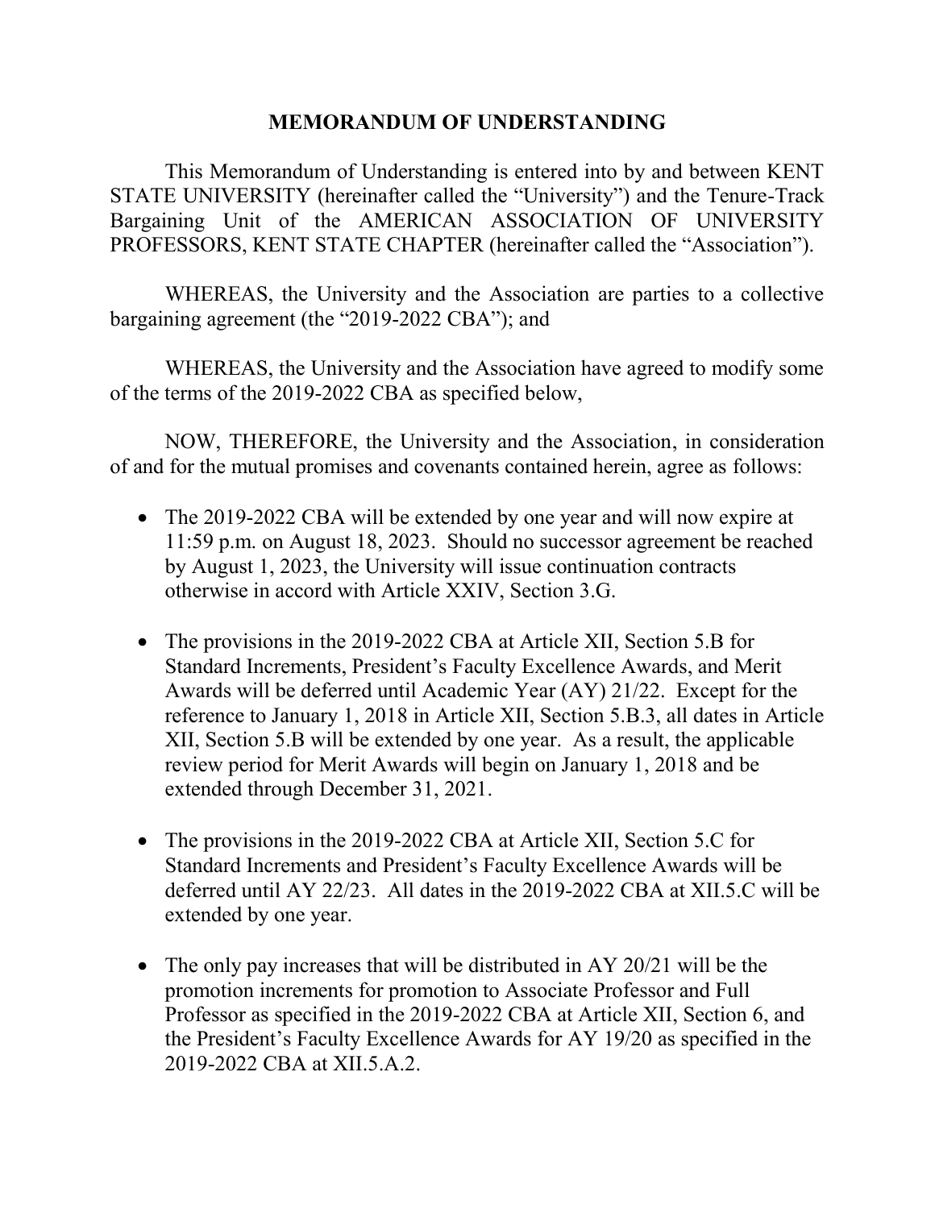# MEMORANDUM OF UNDERSTANDING

This Memorandum of Understanding is entered into by and between KENT STATE UNIVERSITY (hereinafter called the "University") and the Tenure-Track Bargaining Unit of the AMERICAN ASSOCIATION OF UNIVERSITY PROFESSORS, KENT STATE CHAPTER (hereinafter called the "Association").

WHEREAS, the University and the Association are parties to a collective bargaining agreement (the "2019-2022 CBA"); and

WHEREAS, the University and the Association have agreed to modify some of the terms of the 2019-2022 CBA as specified below,

NOW, THEREFORE, the University and the Association, in consideration of and for the mutual promises and covenants contained herein, agree as follows:

- The 2019-2022 CBA will be extended by one year and will now expire at 11:59 p.m. on August 18, 2023. Should no successor agreement be reached by August 1, 2023, the University will issue continuation contracts otherwise in accord with Article XXIV, Section 3.G.

- The provisions in the 2019-2022 CBA at Article XII, Section 5.B for Standard Increments, President's Faculty Excellence Awards, and Merit Awards will be deferred until Academic Year (AY) 21/22. Except for the reference to January 1, 2018 in Article XII, Section 5.B.3, all dates in Article XII, Section 5.B will be extended by one year. As a result, the applicable review period for Merit Awards will begin on January 1, 2018 and be extended through December 31, 2021.

- The provisions in the 2019-2022 CBA at Article XII, Section 5.C for Standard Increments and President's Faculty Excellence Awards will be deferred until AY 22/23. All dates in the 2019-2022 CBA at XII.5.C will be extended by one year.

- The only pay increases that will be distributed in AY 20/21 will be the promotion increments for promotion to Associate Professor and Full Professor as specified in the 2019-2022 CBA at Article XII, Section 6, and the President's Faculty Excellence Awards for AY 19/20 as specified in the 2019-2022 CBA at XII.5.A.2.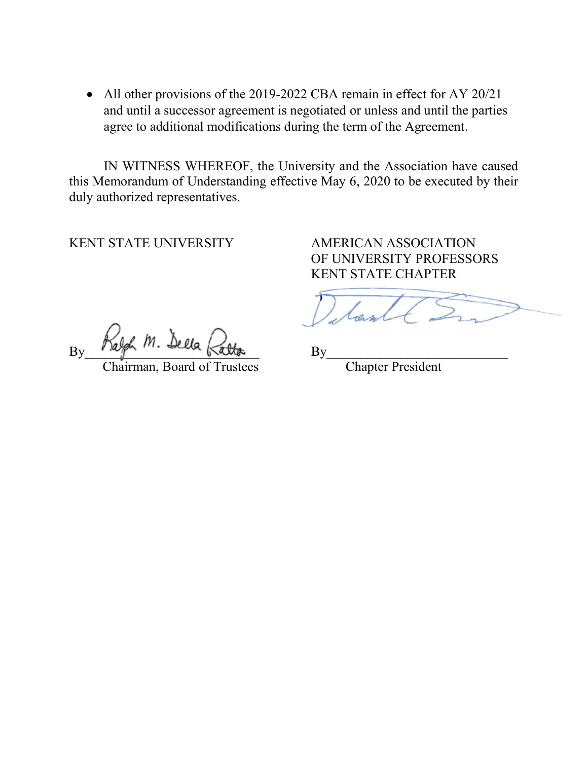- All other provisions of the 2019-2022 CBA remain in effect for AY 20/21 and until a successor agreement is negotiated or unless and until the parties agree to additional modifications during the term of the Agreement.

IN WITNESS WHEREOF, the University and the Association have caused this Memorandum of Understanding effective May 6, 2020 to be executed by their duly authorized representatives.

KENT STATE UNIVERSITY

By Ralph M. Della Ratta
Chairman, Board of Trustees

AMERICAN ASSOCIATION OF UNIVERSITY PROFESSORS KENT STATE CHAPTER

By___________________________
Chapter President